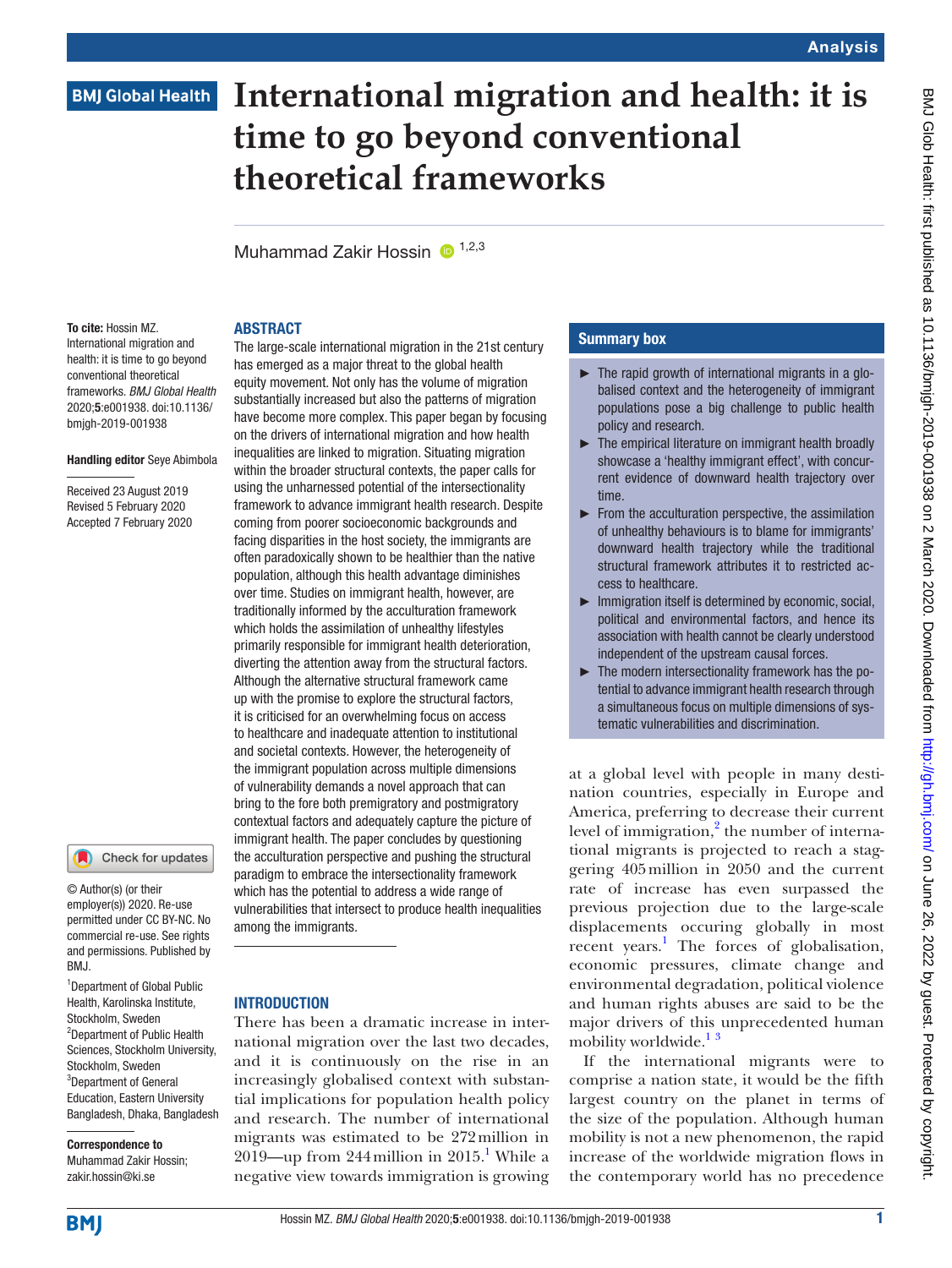# International migration and health: it is time to go beyond conventional theoretical frameworks

Muhammad Zakir Hossin[1,2,3]

**To cite:** Hossin MZ. International migration and health: it is time to go beyond conventional theoretical frameworks. *BMJ Global Health* 2020;**5**:e001938. doi:10.1136/bmjgh-2019-001938

**Handling editor** Seye Abimbola

Received 23 August 2019
Revised 5 February 2020
Accepted 7 February 2020

© Author(s) (or their employer(s)) 2020. Re-use permitted under CC BY-NC. No commercial re-use. See rights and permissions. Published by BMJ.

[1]Department of Global Public Health, Karolinska Institute, Stockholm, Sweden
[2]Department of Public Health Sciences, Stockholm University, Stockholm, Sweden
[3]Department of General Education, Eastern University Bangladesh, Dhaka, Bangladesh

**Correspondence to**
Muhammad Zakir Hossin; zakir.hossin@ki.se

## ABSTRACT

The large-scale international migration in the 21st century has emerged as a major threat to the global health equity movement. Not only has the volume of migration substantially increased but also the patterns of migration have become more complex. This paper began by focusing on the drivers of international migration and how health inequalities are linked to migration. Situating migration within the broader structural contexts, the paper calls for using the unharnessed potential of the intersectionality framework to advance immigrant health research. Despite coming from poorer socioeconomic backgrounds and facing disparities in the host society, the immigrants are often paradoxically shown to be healthier than the native population, although this health advantage diminishes over time. Studies on immigrant health, however, are traditionally informed by the acculturation framework which holds the assimilation of unhealthy lifestyles primarily responsible for immigrant health deterioration, diverting the attention away from the structural factors. Although the alternative structural framework came up with the promise to explore the structural factors, it is criticised for an overwhelming focus on access to healthcare and inadequate attention to institutional and societal contexts. However, the heterogeneity of the immigrant population across multiple dimensions of vulnerability demands a novel approach that can bring to the fore both premigratory and postmigratory contextual factors and adequately capture the picture of immigrant health. The paper concludes by questioning the acculturation perspective and pushing the structural paradigm to embrace the intersectionality framework which has the potential to address a wide range of vulnerabilities that intersect to produce health inequalities among the immigrants.

## Summary box

- The rapid growth of international migrants in a globalised context and the heterogeneity of immigrant populations pose a big challenge to public health policy and research.
- The empirical literature on immigrant health broadly showcase a 'healthy immigrant effect', with concurrent evidence of downward health trajectory over time.
- From the acculturation perspective, the assimilation of unhealthy behaviours is to blame for immigrants' downward health trajectory while the traditional structural framework attributes it to restricted access to healthcare.
- Immigration itself is determined by economic, social, political and environmental factors, and hence its association with health cannot be clearly understood independent of the upstream causal forces.
- The modern intersectionality framework has the potential to advance immigrant health research through a simultaneous focus on multiple dimensions of systematic vulnerabilities and discrimination.

## INTRODUCTION

There has been a dramatic increase in international migration over the last two decades, and it is continuously on the rise in an increasingly globalised context with substantial implications for population health policy and research. The number of international migrants was estimated to be 272 million in 2019—up from 244 million in 2015.[1] While a negative view towards immigration is growing at a global level with people in many destination countries, especially in Europe and America, preferring to decrease their current level of immigration,[2] the number of international migrants is projected to reach a staggering 405 million in 2050 and the current rate of increase has even surpassed the previous projection due to the large-scale displacements occuring globally in most recent years.[1] The forces of globalisation, economic pressures, climate change and environmental degradation, political violence and human rights abuses are said to be the major drivers of this unprecedented human mobility worldwide.[1 3]

If the international migrants were to comprise a nation state, it would be the fifth largest country on the planet in terms of the size of the population. Although human mobility is not a new phenomenon, the rapid increase of the worldwide migration flows in the contemporary world has no precedence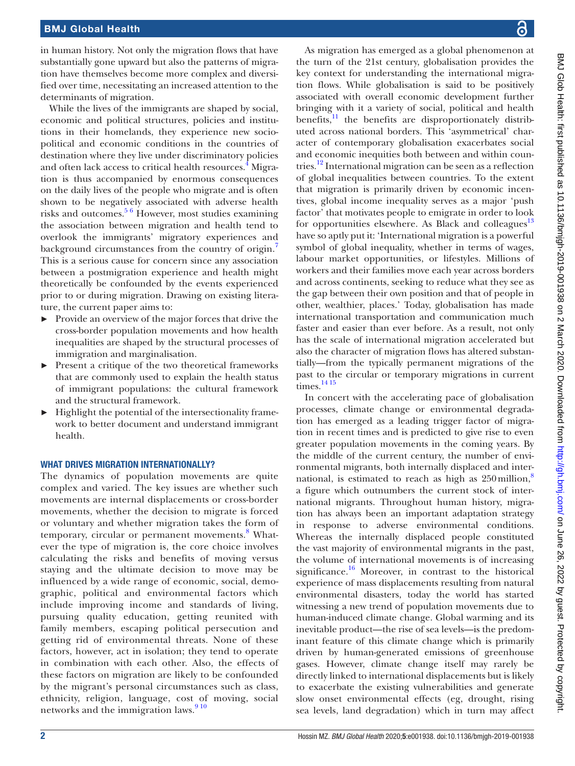in human history. Not only the migration flows that have substantially gone upward but also the patterns of migration have themselves become more complex and diversified over time, necessitating an increased attention to the determinants of migration.

While the lives of the immigrants are shaped by social, economic and political structures, policies and institutions in their homelands, they experience new sociopolitical and economic conditions in the countries of destination where they live under discriminatory policies and often lack access to critical health resources.[4] Migration is thus accompanied by enormous consequences on the daily lives of the people who migrate and is often shown to be negatively associated with adverse health risks and outcomes.[5 6] However, most studies examining the association between migration and health tend to overlook the immigrants' migratory experiences and background circumstances from the country of origin.[7] This is a serious cause for concern since any association between a postmigration experience and health might theoretically be confounded by the events experienced prior to or during migration. Drawing on existing literature, the current paper aims to:

- Provide an overview of the major forces that drive the cross-border population movements and how health inequalities are shaped by the structural processes of immigration and marginalisation.
- Present a critique of the two theoretical frameworks that are commonly used to explain the health status of immigrant populations: the cultural framework and the structural framework.
- Highlight the potential of the intersectionality framework to better document and understand immigrant health.

## WHAT DRIVES MIGRATION INTERNATIONALLY?

The dynamics of population movements are quite complex and varied. The key issues are whether such movements are internal displacements or cross-border movements, whether the decision to migrate is forced or voluntary and whether migration takes the form of temporary, circular or permanent movements.[8] Whatever the type of migration is, the core choice involves calculating the risks and benefits of moving versus staying and the ultimate decision to move may be influenced by a wide range of economic, social, demographic, political and environmental factors which include improving income and standards of living, pursuing quality education, getting reunited with family members, escaping political persecution and getting rid of environmental threats. None of these factors, however, act in isolation; they tend to operate in combination with each other. Also, the effects of these factors on migration are likely to be confounded by the migrant's personal circumstances such as class, ethnicity, religion, language, cost of moving, social networks and the immigration laws.[9 10]

As migration has emerged as a global phenomenon at the turn of the 21st century, globalisation provides the key context for understanding the international migration flows. While globalisation is said to be positively associated with overall economic development further bringing with it a variety of social, political and health benefits,[11] the benefits are disproportionately distributed across national borders. This 'asymmetrical' character of contemporary globalisation exacerbates social and economic inequities both between and within countries.[12] International migration can be seen as a reflection of global inequalities between countries. To the extent that migration is primarily driven by economic incentives, global income inequality serves as a major 'push factor' that motivates people to emigrate in order to look for opportunities elsewhere. As Black and colleagues[13] have so aptly put it: 'International migration is a powerful symbol of global inequality, whether in terms of wages, labour market opportunities, or lifestyles. Millions of workers and their families move each year across borders and across continents, seeking to reduce what they see as the gap between their own position and that of people in other, wealthier, places.' Today, globalisation has made international transportation and communication much faster and easier than ever before. As a result, not only has the scale of international migration accelerated but also the character of migration flows has altered substantially—from the typically permanent migrations of the past to the circular or temporary migrations in current times.[14 15]

In concert with the accelerating pace of globalisation processes, climate change or environmental degradation has emerged as a leading trigger factor of migration in recent times and is predicted to give rise to even greater population movements in the coming years. By the middle of the current century, the number of environmental migrants, both internally displaced and international, is estimated to reach as high as 250 million,[8] a figure which outnumbers the current stock of international migrants. Throughout human history, migration has always been an important adaptation strategy in response to adverse environmental conditions. Whereas the internally displaced people constituted the vast majority of environmental migrants in the past, the volume of international movements is of increasing significance.[16] Moreover, in contrast to the historical experience of mass displacements resulting from natural environmental disasters, today the world has started witnessing a new trend of population movements due to human-induced climate change. Global warming and its inevitable product—the rise of sea levels—is the predominant feature of this climate change which is primarily driven by human-generated emissions of greenhouse gases. However, climate change itself may rarely be directly linked to international displacements but is likely to exacerbate the existing vulnerabilities and generate slow onset environmental effects (eg, drought, rising sea levels, land degradation) which in turn may affect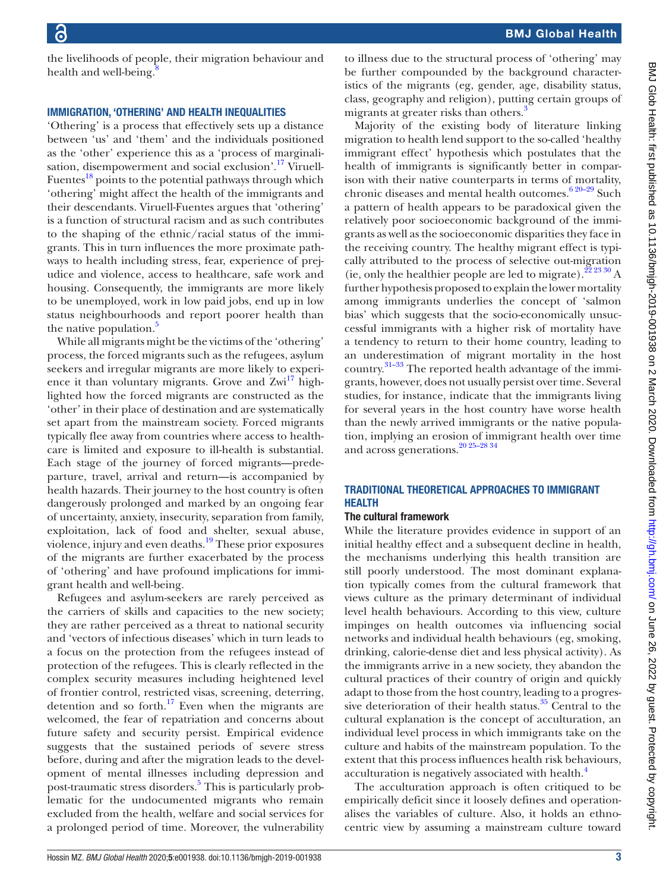the livelihoods of people, their migration behaviour and health and well-being.[8]

## IMMIGRATION, 'OTHERING' AND HEALTH INEQUALITIES

'Othering' is a process that effectively sets up a distance between 'us' and 'them' and the individuals positioned as the 'other' experience this as a 'process of marginalisation, disempowerment and social exclusion'.[17] Viruell-Fuentes[18] points to the potential pathways through which 'othering' might affect the health of the immigrants and their descendants. Viruell-Fuentes argues that 'othering' is a function of structural racism and as such contributes to the shaping of the ethnic/racial status of the immigrants. This in turn influences the more proximate pathways to health including stress, fear, experience of prejudice and violence, access to healthcare, safe work and housing. Consequently, the immigrants are more likely to be unemployed, work in low paid jobs, end up in low status neighbourhoods and report poorer health than the native population.[5]

While all migrants might be the victims of the 'othering' process, the forced migrants such as the refugees, asylum seekers and irregular migrants are more likely to experience it than voluntary migrants. Grove and Zwi[17] highlighted how the forced migrants are constructed as the 'other' in their place of destination and are systematically set apart from the mainstream society. Forced migrants typically flee away from countries where access to healthcare is limited and exposure to ill-health is substantial. Each stage of the journey of forced migrants—predeparture, travel, arrival and return—is accompanied by health hazards. Their journey to the host country is often dangerously prolonged and marked by an ongoing fear of uncertainty, anxiety, insecurity, separation from family, exploitation, lack of food and shelter, sexual abuse, violence, injury and even deaths.[19] These prior exposures of the migrants are further exacerbated by the process of 'othering' and have profound implications for immigrant health and well-being.

Refugees and asylum-seekers are rarely perceived as the carriers of skills and capacities to the new society; they are rather perceived as a threat to national security and 'vectors of infectious diseases' which in turn leads to a focus on the protection from the refugees instead of protection of the refugees. This is clearly reflected in the complex security measures including heightened level of frontier control, restricted visas, screening, deterring, detention and so forth.[17] Even when the migrants are welcomed, the fear of repatriation and concerns about future safety and security persist. Empirical evidence suggests that the sustained periods of severe stress before, during and after the migration leads to the development of mental illnesses including depression and post-traumatic stress disorders.[5] This is particularly problematic for the undocumented migrants who remain excluded from the health, welfare and social services for a prolonged period of time. Moreover, the vulnerability to illness due to the structural process of 'othering' may be further compounded by the background characteristics of the migrants (eg, gender, age, disability status, class, geography and religion), putting certain groups of migrants at greater risks than others.[3]

Majority of the existing body of literature linking migration to health lend support to the so-called 'healthy immigrant effect' hypothesis which postulates that the health of immigrants is significantly better in comparison with their native counterparts in terms of mortality, chronic diseases and mental health outcomes.[6 20–29] Such a pattern of health appears to be paradoxical given the relatively poor socioeconomic background of the immigrants as well as the socioeconomic disparities they face in the receiving country. The healthy migrant effect is typically attributed to the process of selective out-migration (ie, only the healthier people are led to migrate).[22 23 30] A further hypothesis proposed to explain the lower mortality among immigrants underlies the concept of 'salmon bias' which suggests that the socio-economically unsuccessful immigrants with a higher risk of mortality have a tendency to return to their home country, leading to an underestimation of migrant mortality in the host country.[31–33] The reported health advantage of the immigrants, however, does not usually persist over time. Several studies, for instance, indicate that the immigrants living for several years in the host country have worse health than the newly arrived immigrants or the native population, implying an erosion of immigrant health over time and across generations.[20 25–28 34]

## TRADITIONAL THEORETICAL APPROACHES TO IMMIGRANT HEALTH

### The cultural framework

While the literature provides evidence in support of an initial healthy effect and a subsequent decline in health, the mechanisms underlying this health transition are still poorly understood. The most dominant explanation typically comes from the cultural framework that views culture as the primary determinant of individual level health behaviours. According to this view, culture impinges on health outcomes via influencing social networks and individual health behaviours (eg, smoking, drinking, calorie-dense diet and less physical activity). As the immigrants arrive in a new society, they abandon the cultural practices of their country of origin and quickly adapt to those from the host country, leading to a progressive deterioration of their health status.[35] Central to the cultural explanation is the concept of acculturation, an individual level process in which immigrants take on the culture and habits of the mainstream population. To the extent that this process influences health risk behaviours, acculturation is negatively associated with health.[4]

The acculturation approach is often critiqued to be empirically deficit since it loosely defines and operationalises the variables of culture. Also, it holds an ethnocentric view by assuming a mainstream culture toward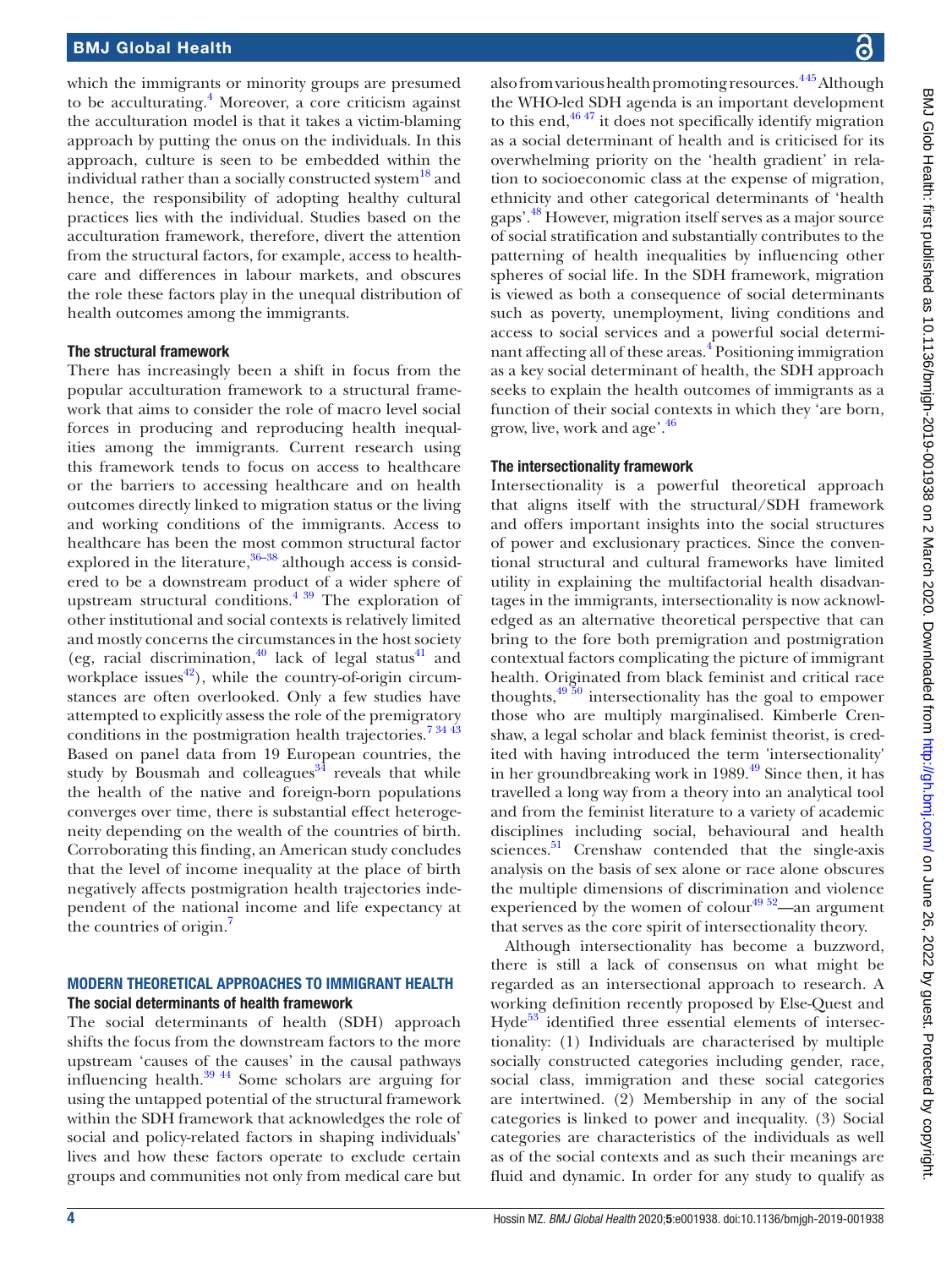which the immigrants or minority groups are presumed to be acculturating.[4] Moreover, a core criticism against the acculturation model is that it takes a victim-blaming approach by putting the onus on the individuals. In this approach, culture is seen to be embedded within the individual rather than a socially constructed system[18] and hence, the responsibility of adopting healthy cultural practices lies with the individual. Studies based on the acculturation framework, therefore, divert the attention from the structural factors, for example, access to healthcare and differences in labour markets, and obscures the role these factors play in the unequal distribution of health outcomes among the immigrants.

### The structural framework

There has increasingly been a shift in focus from the popular acculturation framework to a structural framework that aims to consider the role of macro level social forces in producing and reproducing health inequalities among the immigrants. Current research using this framework tends to focus on access to healthcare or the barriers to accessing healthcare and on health outcomes directly linked to migration status or the living and working conditions of the immigrants. Access to healthcare has been the most common structural factor explored in the literature,[36–38] although access is considered to be a downstream product of a wider sphere of upstream structural conditions.[4 39] The exploration of other institutional and social contexts is relatively limited and mostly concerns the circumstances in the host society (eg, racial discrimination,[40] lack of legal status[41] and workplace issues[42]), while the country-of-origin circumstances are often overlooked. Only a few studies have attempted to explicitly assess the role of the premigratory conditions in the postmigration health trajectories.[7 34 43] Based on panel data from 19 European countries, the study by Bousmah and colleagues[34] reveals that while the health of the native and foreign-born populations converges over time, there is substantial effect heterogeneity depending on the wealth of the countries of birth. Corroborating this finding, an American study concludes that the level of income inequality at the place of birth negatively affects postmigration health trajectories independent of the national income and life expectancy at the countries of origin.[7]

## MODERN THEORETICAL APPROACHES TO IMMIGRANT HEALTH

### The social determinants of health framework

The social determinants of health (SDH) approach shifts the focus from the downstream factors to the more upstream 'causes of the causes' in the causal pathways influencing health.[39 44] Some scholars are arguing for using the untapped potential of the structural framework within the SDH framework that acknowledges the role of social and policy-related factors in shaping individuals' lives and how these factors operate to exclude certain groups and communities not only from medical care but also from various health promoting resources.[4 45] Although the WHO-led SDH agenda is an important development to this end,[46 47] it does not specifically identify migration as a social determinant of health and is criticised for its overwhelming priority on the 'health gradient' in relation to socioeconomic class at the expense of migration, ethnicity and other categorical determinants of 'health gaps'.[48] However, migration itself serves as a major source of social stratification and substantially contributes to the patterning of health inequalities by influencing other spheres of social life. In the SDH framework, migration is viewed as both a consequence of social determinants such as poverty, unemployment, living conditions and access to social services and a powerful social determinant affecting all of these areas.[4] Positioning immigration as a key social determinant of health, the SDH approach seeks to explain the health outcomes of immigrants as a function of their social contexts in which they 'are born, grow, live, work and age'.[46]

### The intersectionality framework

Intersectionality is a powerful theoretical approach that aligns itself with the structural/SDH framework and offers important insights into the social structures of power and exclusionary practices. Since the conventional structural and cultural frameworks have limited utility in explaining the multifactorial health disadvantages in the immigrants, intersectionality is now acknowledged as an alternative theoretical perspective that can bring to the fore both premigration and postmigration contextual factors complicating the picture of immigrant health. Originated from black feminist and critical race thoughts,[49 50] intersectionality has the goal to empower those who are multiply marginalised. Kimberle Crenshaw, a legal scholar and black feminist theorist, is credited with having introduced the term 'intersectionality' in her groundbreaking work in 1989.[49] Since then, it has travelled a long way from a theory into an analytical tool and from the feminist literature to a variety of academic disciplines including social, behavioural and health sciences.[51] Crenshaw contended that the single-axis analysis on the basis of sex alone or race alone obscures the multiple dimensions of discrimination and violence experienced by the women of colour[49 52]—an argument that serves as the core spirit of intersectionality theory.

Although intersectionality has become a buzzword, there is still a lack of consensus on what might be regarded as an intersectional approach to research. A working definition recently proposed by Else-Quest and Hyde[53] identified three essential elements of intersectionality: (1) Individuals are characterised by multiple socially constructed categories including gender, race, social class, immigration and these social categories are intertwined. (2) Membership in any of the social categories is linked to power and inequality. (3) Social categories are characteristics of the individuals as well as of the social contexts and as such their meanings are fluid and dynamic. In order for any study to qualify as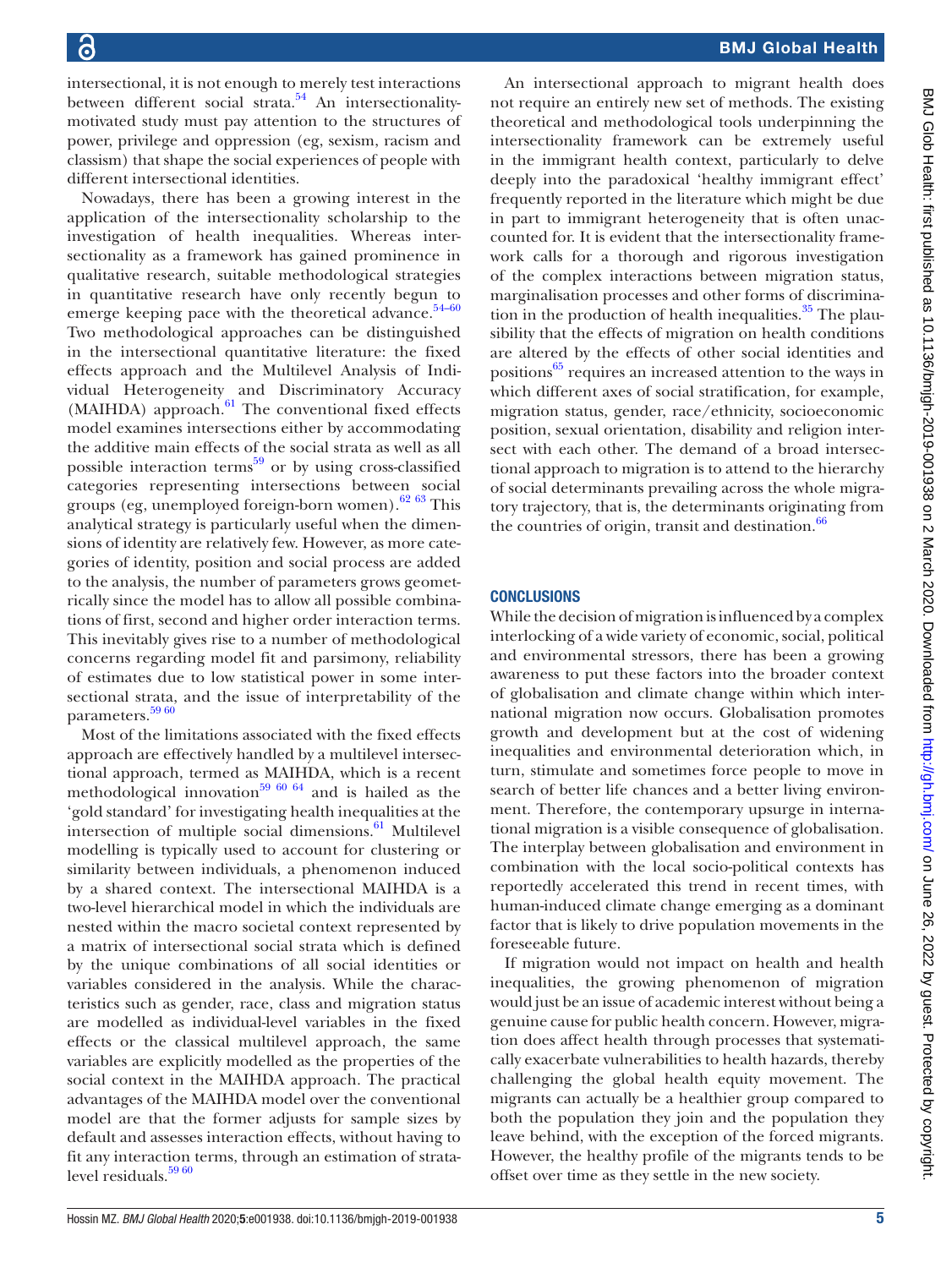intersectional, it is not enough to merely test interactions between different social strata.[54] An intersectionality-motivated study must pay attention to the structures of power, privilege and oppression (eg, sexism, racism and classism) that shape the social experiences of people with different intersectional identities.

Nowadays, there has been a growing interest in the application of the intersectionality scholarship to the investigation of health inequalities. Whereas intersectionality as a framework has gained prominence in qualitative research, suitable methodological strategies in quantitative research have only recently begun to emerge keeping pace with the theoretical advance.[54–60] Two methodological approaches can be distinguished in the intersectional quantitative literature: the fixed effects approach and the Multilevel Analysis of Individual Heterogeneity and Discriminatory Accuracy (MAIHDA) approach.[61] The conventional fixed effects model examines intersections either by accommodating the additive main effects of the social strata as well as all possible interaction terms[59] or by using cross-classified categories representing intersections between social groups (eg, unemployed foreign-born women).[62 63] This analytical strategy is particularly useful when the dimensions of identity are relatively few. However, as more categories of identity, position and social process are added to the analysis, the number of parameters grows geometrically since the model has to allow all possible combinations of first, second and higher order interaction terms. This inevitably gives rise to a number of methodological concerns regarding model fit and parsimony, reliability of estimates due to low statistical power in some intersectional strata, and the issue of interpretability of the parameters.[59 60]

Most of the limitations associated with the fixed effects approach are effectively handled by a multilevel intersectional approach, termed as MAIHDA, which is a recent methodological innovation[59 60 64] and is hailed as the 'gold standard' for investigating health inequalities at the intersection of multiple social dimensions.[61] Multilevel modelling is typically used to account for clustering or similarity between individuals, a phenomenon induced by a shared context. The intersectional MAIHDA is a two-level hierarchical model in which the individuals are nested within the macro societal context represented by a matrix of intersectional social strata which is defined by the unique combinations of all social identities or variables considered in the analysis. While the characteristics such as gender, race, class and migration status are modelled as individual-level variables in the fixed effects or the classical multilevel approach, the same variables are explicitly modelled as the properties of the social context in the MAIHDA approach. The practical advantages of the MAIHDA model over the conventional model are that the former adjusts for sample sizes by default and assesses interaction effects, without having to fit any interaction terms, through an estimation of strata-level residuals.[59 60]

An intersectional approach to migrant health does not require an entirely new set of methods. The existing theoretical and methodological tools underpinning the intersectionality framework can be extremely useful in the immigrant health context, particularly to delve deeply into the paradoxical 'healthy immigrant effect' frequently reported in the literature which might be due in part to immigrant heterogeneity that is often unaccounted for. It is evident that the intersectionality framework calls for a thorough and rigorous investigation of the complex interactions between migration status, marginalisation processes and other forms of discrimination in the production of health inequalities.[35] The plausibility that the effects of migration on health conditions are altered by the effects of other social identities and positions[65] requires an increased attention to the ways in which different axes of social stratification, for example, migration status, gender, race/ethnicity, socioeconomic position, sexual orientation, disability and religion intersect with each other. The demand of a broad intersectional approach to migration is to attend to the hierarchy of social determinants prevailing across the whole migratory trajectory, that is, the determinants originating from the countries of origin, transit and destination.[66]

## CONCLUSIONS

While the decision of migration is influenced by a complex interlocking of a wide variety of economic, social, political and environmental stressors, there has been a growing awareness to put these factors into the broader context of globalisation and climate change within which international migration now occurs. Globalisation promotes growth and development but at the cost of widening inequalities and environmental deterioration which, in turn, stimulate and sometimes force people to move in search of better life chances and a better living environment. Therefore, the contemporary upsurge in international migration is a visible consequence of globalisation. The interplay between globalisation and environment in combination with the local socio-political contexts has reportedly accelerated this trend in recent times, with human-induced climate change emerging as a dominant factor that is likely to drive population movements in the foreseeable future.

If migration would not impact on health and health inequalities, the growing phenomenon of migration would just be an issue of academic interest without being a genuine cause for public health concern. However, migration does affect health through processes that systematically exacerbate vulnerabilities to health hazards, thereby challenging the global health equity movement. The migrants can actually be a healthier group compared to both the population they join and the population they leave behind, with the exception of the forced migrants. However, the healthy profile of the migrants tends to be offset over time as they settle in the new society.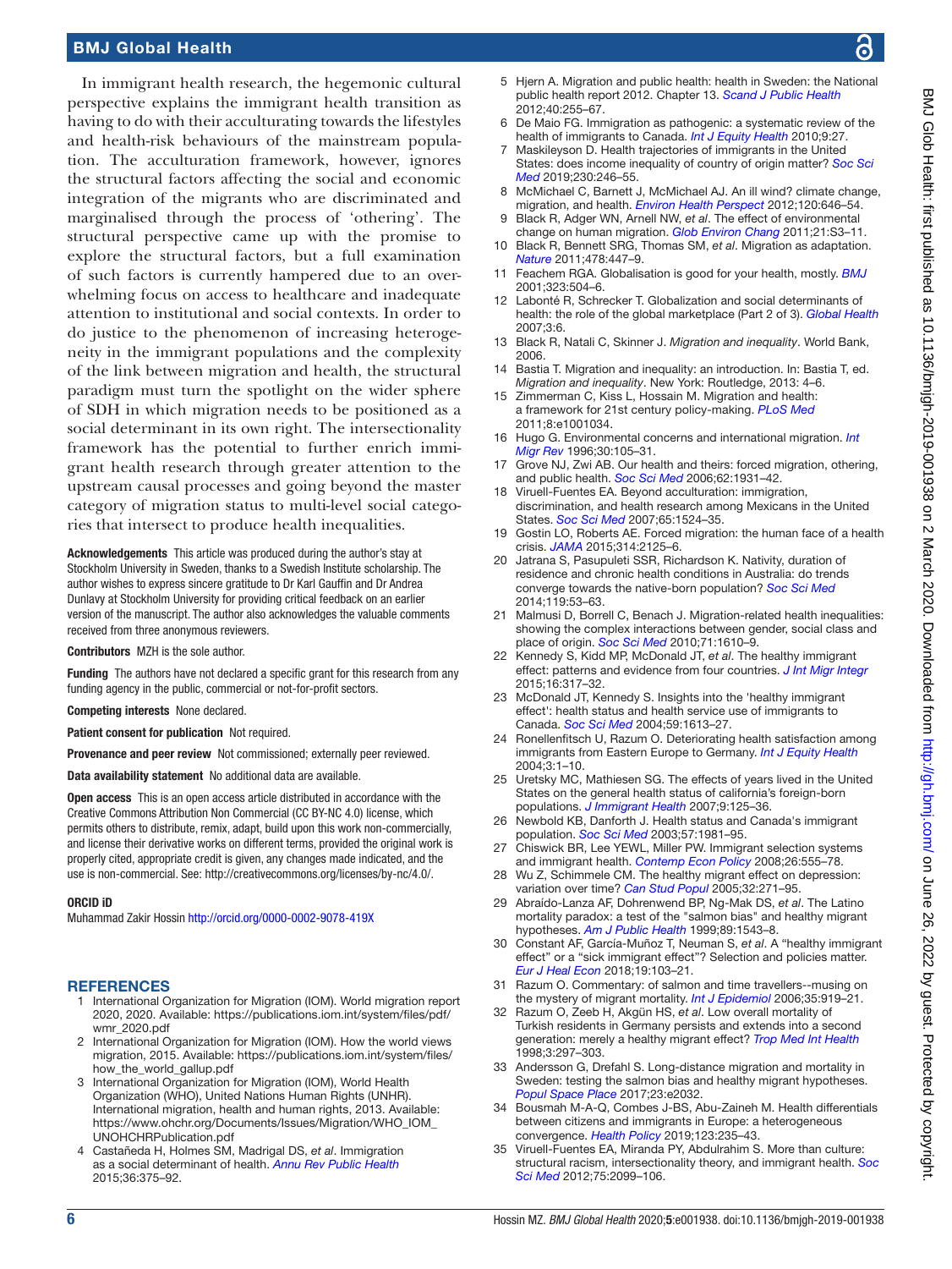In immigrant health research, the hegemonic cultural perspective explains the immigrant health transition as having to do with their acculturating towards the lifestyles and health-risk behaviours of the mainstream population. The acculturation framework, however, ignores the structural factors affecting the social and economic integration of the migrants who are discriminated and marginalised through the process of 'othering'. The structural perspective came up with the promise to explore the structural factors, but a full examination of such factors is currently hampered due to an overwhelming focus on access to healthcare and inadequate attention to institutional and social contexts. In order to do justice to the phenomenon of increasing heterogeneity in the immigrant populations and the complexity of the link between migration and health, the structural paradigm must turn the spotlight on the wider sphere of SDH in which migration needs to be positioned as a social determinant in its own right. The intersectionality framework has the potential to further enrich immigrant health research through greater attention to the upstream causal processes and going beyond the master category of migration status to multi-level social categories that intersect to produce health inequalities.

**Acknowledgements** This article was produced during the author's stay at Stockholm University in Sweden, thanks to a Swedish Institute scholarship. The author wishes to express sincere gratitude to Dr Karl Gauffin and Dr Andrea Dunlavy at Stockholm University for providing critical feedback on an earlier version of the manuscript. The author also acknowledges the valuable comments received from three anonymous reviewers.

**Contributors** MZH is the sole author.

**Funding** The authors have not declared a specific grant for this research from any funding agency in the public, commercial or not-for-profit sectors.

**Competing interests** None declared.

**Patient consent for publication** Not required.

**Provenance and peer review** Not commissioned; externally peer reviewed.

**Data availability statement** No additional data are available.

**Open access** This is an open access article distributed in accordance with the Creative Commons Attribution Non Commercial (CC BY-NC 4.0) license, which permits others to distribute, remix, adapt, build upon this work non-commercially, and license their derivative works on different terms, provided the original work is properly cited, appropriate credit is given, any changes made indicated, and the use is non-commercial. See: http://creativecommons.org/licenses/by-nc/4.0/.

#### ORCID iD

Muhammad Zakir Hossin http://orcid.org/0000-0002-9078-419X

## REFERENCES

1. International Organization for Migration (IOM). World migration report 2020, 2020. Available: https://publications.iom.int/system/files/pdf/wmr_2020.pdf
2. International Organization for Migration (IOM). How the world views migration, 2015. Available: https://publications.iom.int/system/files/how_the_world_gallup.pdf
3. International Organization for Migration (IOM), World Health Organization (WHO), United Nations Human Rights (UNHR). International migration, health and human rights, 2013. Available: https://www.ohchr.org/Documents/Issues/Migration/WHO_IOM_UNOHCHRPublication.pdf
4. Castañeda H, Holmes SM, Madrigal DS, *et al*. Immigration as a social determinant of health. *Annu Rev Public Health* 2015;36:375–92.
5. Hjern A. Migration and public health: health in Sweden: the National public health report 2012. Chapter 13. *Scand J Public Health* 2012;40:255–67.
6. De Maio FG. Immigration as pathogenic: a systematic review of the health of immigrants to Canada. *Int J Equity Health* 2010;9:27.
7. Maskileyson D. Health trajectories of immigrants in the United States: does income inequality of country of origin matter? *Soc Sci Med* 2019;230:246–55.
8. McMichael C, Barnett J, McMichael AJ. An ill wind? climate change, migration, and health. *Environ Health Perspect* 2012;120:646–54.
9. Black R, Adger WN, Arnell NW, *et al*. The effect of environmental change on human migration. *Glob Environ Chang* 2011;21:S3–11.
10. Black R, Bennett SRG, Thomas SM, *et al*. Migration as adaptation. *Nature* 2011;478:447–9.
11. Feachem RGA. Globalisation is good for your health, mostly. *BMJ* 2001;323:504–6.
12. Labonté R, Schrecker T. Globalization and social determinants of health: the role of the global marketplace (Part 2 of 3). *Global Health* 2007;3:6.
13. Black R, Natali C, Skinner J. *Migration and inequality*. World Bank, 2006.
14. Bastia T. Migration and inequality: an introduction. In: Bastia T, ed. *Migration and inequality*. New York: Routledge, 2013: 4–6.
15. Zimmerman C, Kiss L, Hossain M. Migration and health: a framework for 21st century policy-making. *PLoS Med* 2011;8:e1001034.
16. Hugo G. Environmental concerns and international migration. *Int Migr Rev* 1996;30:105–31.
17. Grove NJ, Zwi AB. Our health and theirs: forced migration, othering, and public health. *Soc Sci Med* 2006;62:1931–42.
18. Viruell-Fuentes EA. Beyond acculturation: immigration, discrimination, and health research among Mexicans in the United States. *Soc Sci Med* 2007;65:1524–35.
19. Gostin LO, Roberts AE. Forced migration: the human face of a health crisis. *JAMA* 2015;314:2125–6.
20. Jatrana S, Pasupuleti SSR, Richardson K. Nativity, duration of residence and chronic health conditions in Australia: do trends converge towards the native-born population? *Soc Sci Med* 2014;119:53–63.
21. Malmusi D, Borrell C, Benach J. Migration-related health inequalities: showing the complex interactions between gender, social class and place of origin. *Soc Sci Med* 2010;71:1610–9.
22. Kennedy S, Kidd MP, McDonald JT, *et al*. The healthy immigrant effect: patterns and evidence from four countries. *J Int Migr Integr* 2015;16:317–32.
23. McDonald JT, Kennedy S. Insights into the 'healthy immigrant effect': health status and health service use of immigrants to Canada. *Soc Sci Med* 2004;59:1613–27.
24. Ronellenfitsch U, Razum O. Deteriorating health satisfaction among immigrants from Eastern Europe to Germany. *Int J Equity Health* 2004;3:1–10.
25. Uretsky MC, Mathiesen SG. The effects of years lived in the United States on the general health status of california's foreign-born populations. *J Immigrant Health* 2007;9:125–36.
26. Newbold KB, Danforth J. Health status and Canada's immigrant population. *Soc Sci Med* 2003;57:1981–95.
27. Chiswick BR, Lee YEWL, Miller PW. Immigrant selection systems and immigrant health. *Contemp Econ Policy* 2008;26:555–78.
28. Wu Z, Schimmele CM. The healthy migrant effect on depression: variation over time? *Can Stud Popul* 2005;32:271–95.
29. Abraído-Lanza AF, Dohrenwend BP, Ng-Mak DS, *et al*. The Latino mortality paradox: a test of the "salmon bias" and healthy migrant hypotheses. *Am J Public Health* 1999;89:1543–8.
30. Constant AF, García-Muñoz T, Neuman S, *et al*. A "healthy immigrant effect" or a "sick immigrant effect"? Selection and policies matter. *Eur J Heal Econ* 2018;19:103–21.
31. Razum O. Commentary: of salmon and time travellers--musing on the mystery of migrant mortality. *Int J Epidemiol* 2006;35:919–21.
32. Razum O, Zeeb H, Akgün HS, *et al*. Low overall mortality of Turkish residents in Germany persists and extends into a second generation: merely a healthy migrant effect? *Trop Med Int Health* 1998;3:297–303.
33. Andersson G, Drefahl S. Long-distance migration and mortality in Sweden: testing the salmon bias and healthy migrant hypotheses. *Popul Space Place* 2017;23:e2032.
34. Bousmah M-A-Q, Combes J-BS, Abu-Zaineh M. Health differentials between citizens and immigrants in Europe: a heterogeneous convergence. *Health Policy* 2019;123:235–43.
35. Viruell-Fuentes EA, Miranda PY, Abdulrahim S. More than culture: structural racism, intersectionality theory, and immigrant health. *Soc Sci Med* 2012;75:2099–106.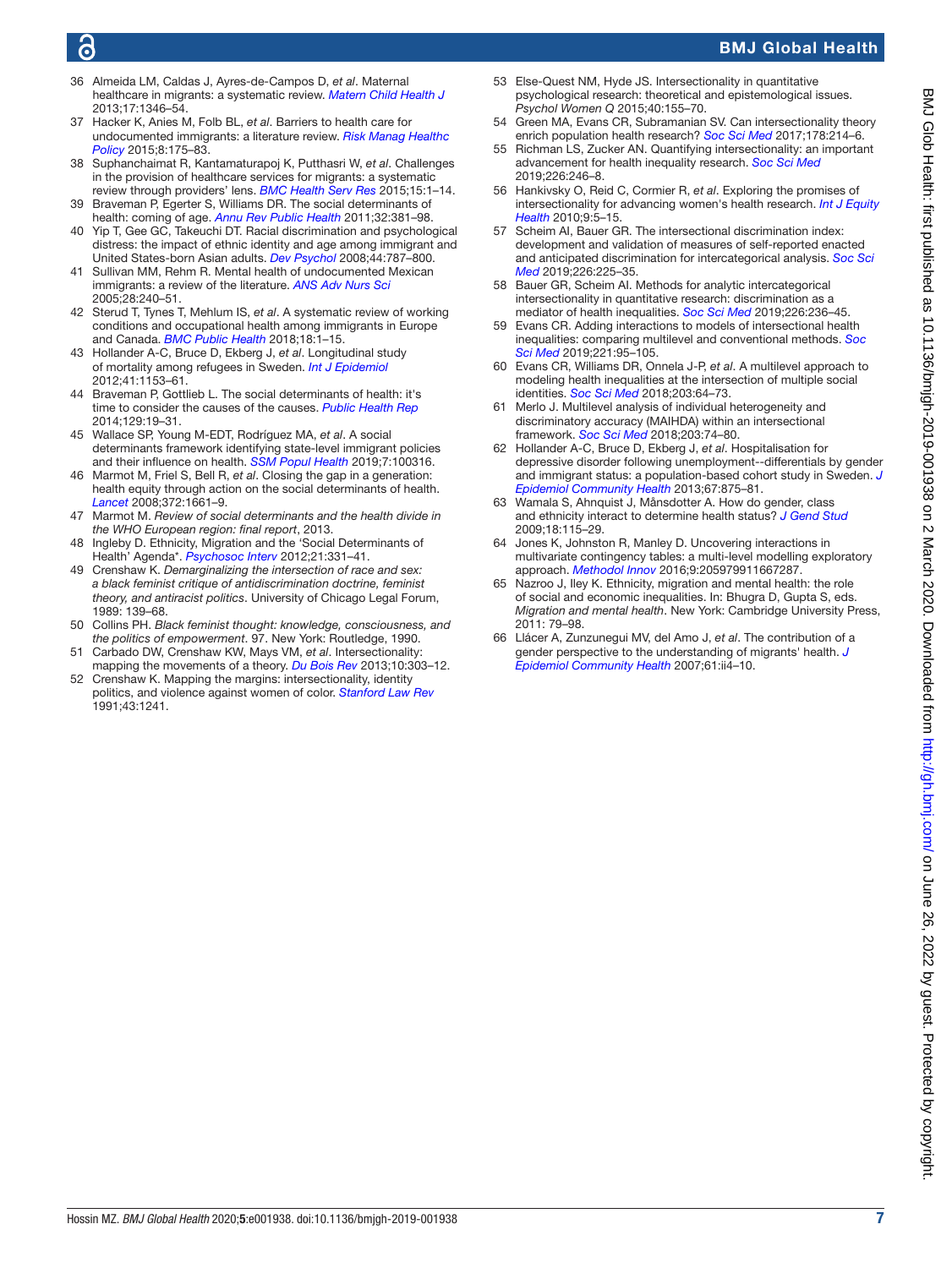36 Almeida LM, Caldas J, Ayres-de-Campos D, *et al*. Maternal healthcare in migrants: a systematic review. *Matern Child Health J* 2013;17:1346–54.
37 Hacker K, Anies M, Folb BL, *et al*. Barriers to health care for undocumented immigrants: a literature review. *Risk Manag Healthc Policy* 2015;8:175–83.
38 Suphanchaimat R, Kantamaturapoj K, Putthasri W, *et al*. Challenges in the provision of healthcare services for migrants: a systematic review through providers' lens. *BMC Health Serv Res* 2015;15:1–14.
39 Braveman P, Egerter S, Williams DR. The social determinants of health: coming of age. *Annu Rev Public Health* 2011;32:381–98.
40 Yip T, Gee GC, Takeuchi DT. Racial discrimination and psychological distress: the impact of ethnic identity and age among immigrant and United States-born Asian adults. *Dev Psychol* 2008;44:787–800.
41 Sullivan MM, Rehm R. Mental health of undocumented Mexican immigrants: a review of the literature. *ANS Adv Nurs Sci* 2005;28:240–51.
42 Sterud T, Tynes T, Mehlum IS, *et al*. A systematic review of working conditions and occupational health among immigrants in Europe and Canada. *BMC Public Health* 2018;18:1–15.
43 Hollander A-C, Bruce D, Ekberg J, *et al*. Longitudinal study of mortality among refugees in Sweden. *Int J Epidemiol* 2012;41:1153–61.
44 Braveman P, Gottlieb L. The social determinants of health: it's time to consider the causes of the causes. *Public Health Rep* 2014;129:19–31.
45 Wallace SP, Young M-EDT, Rodríguez MA, *et al*. A social determinants framework identifying state-level immigrant policies and their influence on health. *SSM Popul Health* 2019;7:100316.
46 Marmot M, Friel S, Bell R, *et al*. Closing the gap in a generation: health equity through action on the social determinants of health. *Lancet* 2008;372:1661–9.
47 Marmot M. *Review of social determinants and the health divide in the WHO European region: final report*, 2013.
48 Ingleby D. Ethnicity, Migration and the 'Social Determinants of Health' Agenda*. *Psychosoc Interv* 2012;21:331–41.
49 Crenshaw K. *Demarginalizing the intersection of race and sex: a black feminist critique of antidiscrimination doctrine, feminist theory, and antiracist politics*. University of Chicago Legal Forum, 1989: 139–68.
50 Collins PH. *Black feminist thought: knowledge, consciousness, and the politics of empowerment*. 97. New York: Routledge, 1990.
51 Carbado DW, Crenshaw KW, Mays VM, *et al*. Intersectionality: mapping the movements of a theory. *Du Bois Rev* 2013;10:303–12.
52 Crenshaw K. Mapping the margins: intersectionality, identity politics, and violence against women of color. *Stanford Law Rev* 1991;43:1241.
53 Else-Quest NM, Hyde JS. Intersectionality in quantitative psychological research: theoretical and epistemological issues. *Psychol Women Q* 2015;40:155–70.
54 Green MA, Evans CR, Subramanian SV. Can intersectionality theory enrich population health research? *Soc Sci Med* 2017;178:214–6.
55 Richman LS, Zucker AN. Quantifying intersectionality: an important advancement for health inequality research. *Soc Sci Med* 2019;226:246–8.
56 Hankivsky O, Reid C, Cormier R, *et al*. Exploring the promises of intersectionality for advancing women's health research. *Int J Equity Health* 2010;9:5–15.
57 Scheim AI, Bauer GR. The intersectional discrimination index: development and validation of measures of self-reported enacted and anticipated discrimination for intercategorical analysis. *Soc Sci Med* 2019;226:225–35.
58 Bauer GR, Scheim AI. Methods for analytic intercategorical intersectionality in quantitative research: discrimination as a mediator of health inequalities. *Soc Sci Med* 2019;226:236–45.
59 Evans CR. Adding interactions to models of intersectional health inequalities: comparing multilevel and conventional methods. *Soc Sci Med* 2019;221:95–105.
60 Evans CR, Williams DR, Onnela J-P, *et al*. A multilevel approach to modeling health inequalities at the intersection of multiple social identities. *Soc Sci Med* 2018;203:64–73.
61 Merlo J. Multilevel analysis of individual heterogeneity and discriminatory accuracy (MAIHDA) within an intersectional framework. *Soc Sci Med* 2018;203:74–80.
62 Hollander A-C, Bruce D, Ekberg J, *et al*. Hospitalisation for depressive disorder following unemployment--differentials by gender and immigrant status: a population-based cohort study in Sweden. *J Epidemiol Community Health* 2013;67:875–81.
63 Wamala S, Ahnquist J, Månsdotter A. How do gender, class and ethnicity interact to determine health status? *J Gend Stud* 2009;18:115–29.
64 Jones K, Johnston R, Manley D. Uncovering interactions in multivariate contingency tables: a multi-level modelling exploratory approach. *Methodol Innov* 2016;9:205979911667287.
65 Nazroo J, Iley K. Ethnicity, migration and mental health: the role of social and economic inequalities. In: Bhugra D, Gupta S, eds. *Migration and mental health*. New York: Cambridge University Press, 2011: 79–98.
66 Llácer A, Zunzunegui MV, del Amo J, *et al*. The contribution of a gender perspective to the understanding of migrants' health. *J Epidemiol Community Health* 2007;61:ii4–10.